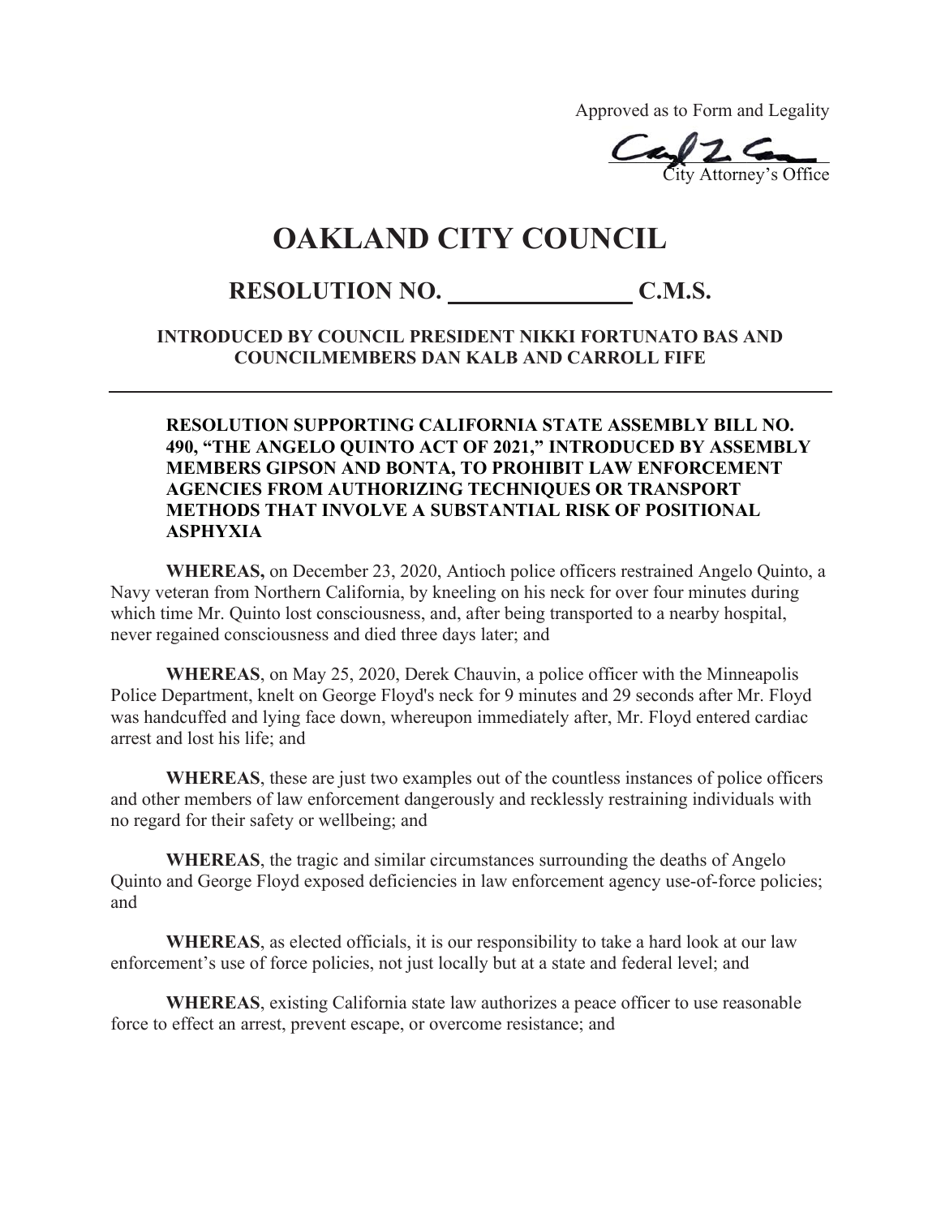Approved as to Form and Legality

City Attorney's Office

# OAKLAND CITY COUNCIL

## RESOLUTION NO. _______________ C.M.S.

**INTRODUCED BY COUNCIL PRESIDENT NIKKI FORTUNATO BAS AND COUNCILMEMBERS DAN KALB AND CARROLL FIFE**

---

**RESOLUTION SUPPORTING CALIFORNIA STATE ASSEMBLY BILL NO. 490, "THE ANGELO QUINTO ACT OF 2021," INTRODUCED BY ASSEMBLY MEMBERS GIPSON AND BONTA, TO PROHIBIT LAW ENFORCEMENT AGENCIES FROM AUTHORIZING TECHNIQUES OR TRANSPORT METHODS THAT INVOLVE A SUBSTANTIAL RISK OF POSITIONAL ASPHYXIA**

**WHEREAS,** on December 23, 2020, Antioch police officers restrained Angelo Quinto, a Navy veteran from Northern California, by kneeling on his neck for over four minutes during which time Mr. Quinto lost consciousness, and, after being transported to a nearby hospital, never regained consciousness and died three days later; and

**WHEREAS**, on May 25, 2020, Derek Chauvin, a police officer with the Minneapolis Police Department, knelt on George Floyd's neck for 9 minutes and 29 seconds after Mr. Floyd was handcuffed and lying face down, whereupon immediately after, Mr. Floyd entered cardiac arrest and lost his life; and

**WHEREAS**, these are just two examples out of the countless instances of police officers and other members of law enforcement dangerously and recklessly restraining individuals with no regard for their safety or wellbeing; and

**WHEREAS**, the tragic and similar circumstances surrounding the deaths of Angelo Quinto and George Floyd exposed deficiencies in law enforcement agency use-of-force policies; and

**WHEREAS**, as elected officials, it is our responsibility to take a hard look at our law enforcement's use of force policies, not just locally but at a state and federal level; and

**WHEREAS**, existing California state law authorizes a peace officer to use reasonable force to effect an arrest, prevent escape, or overcome resistance; and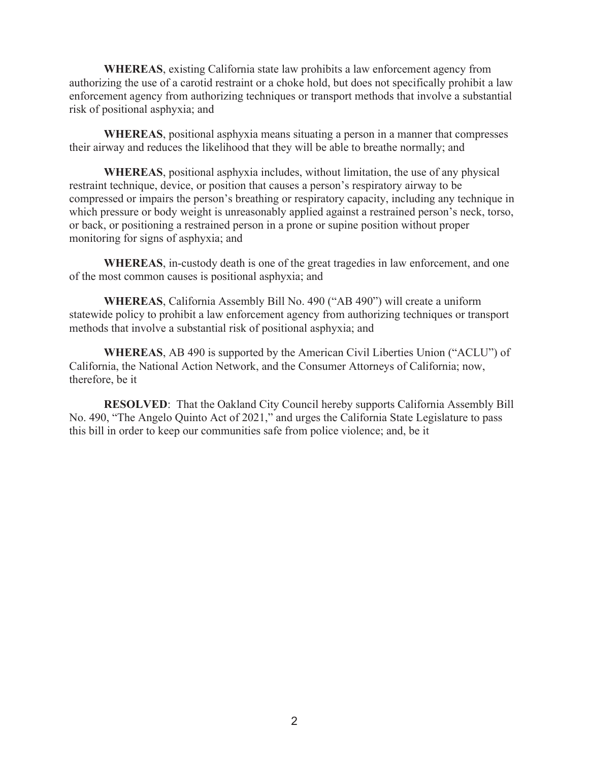**WHEREAS**, existing California state law prohibits a law enforcement agency from authorizing the use of a carotid restraint or a choke hold, but does not specifically prohibit a law enforcement agency from authorizing techniques or transport methods that involve a substantial risk of positional asphyxia; and

**WHEREAS**, positional asphyxia means situating a person in a manner that compresses their airway and reduces the likelihood that they will be able to breathe normally; and

**WHEREAS**, positional asphyxia includes, without limitation, the use of any physical restraint technique, device, or position that causes a person's respiratory airway to be compressed or impairs the person's breathing or respiratory capacity, including any technique in which pressure or body weight is unreasonably applied against a restrained person's neck, torso, or back, or positioning a restrained person in a prone or supine position without proper monitoring for signs of asphyxia; and

**WHEREAS**, in-custody death is one of the great tragedies in law enforcement, and one of the most common causes is positional asphyxia; and

**WHEREAS**, California Assembly Bill No. 490 ("AB 490") will create a uniform statewide policy to prohibit a law enforcement agency from authorizing techniques or transport methods that involve a substantial risk of positional asphyxia; and

**WHEREAS**, AB 490 is supported by the American Civil Liberties Union ("ACLU") of California, the National Action Network, and the Consumer Attorneys of California; now, therefore, be it

**RESOLVED**: That the Oakland City Council hereby supports California Assembly Bill No. 490, "The Angelo Quinto Act of 2021," and urges the California State Legislature to pass this bill in order to keep our communities safe from police violence; and, be it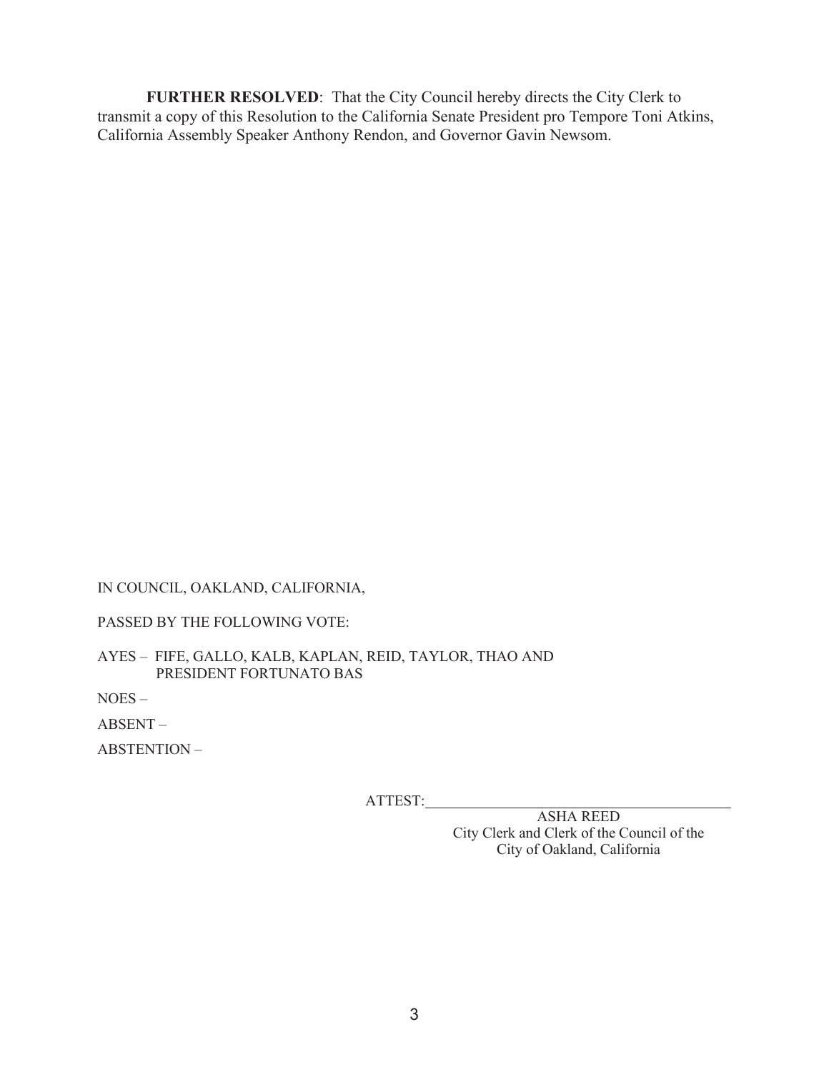**FURTHER RESOLVED**: That the City Council hereby directs the City Clerk to transmit a copy of this Resolution to the California Senate President pro Tempore Toni Atkins, California Assembly Speaker Anthony Rendon, and Governor Gavin Newsom.

IN COUNCIL, OAKLAND, CALIFORNIA,

PASSED BY THE FOLLOWING VOTE:

AYES – FIFE, GALLO, KALB, KAPLAN, REID, TAYLOR, THAO AND PRESIDENT FORTUNATO BAS

NOES –

ABSENT –

ABSTENTION –

ATTEST:\_\_\_\_\_\_\_\_\_\_\_\_\_\_\_\_\_\_\_\_\_\_\_\_\_\_\_\_\_\_\_\_\_\_\_\_\_\_\_\_

ASHA REED
City Clerk and Clerk of the Council of the
City of Oakland, California